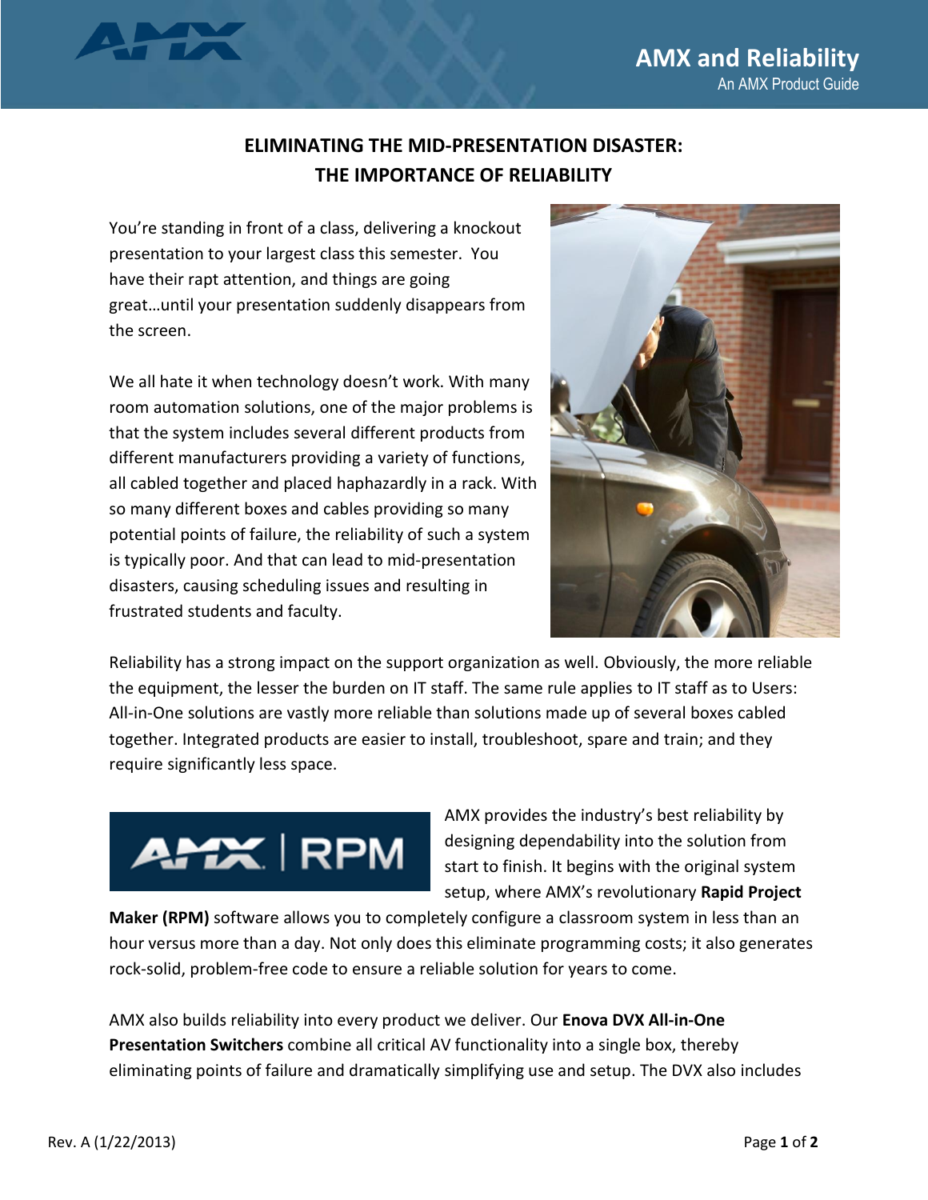# ELIMINATING THE MID-PRESENTATION DISASTER: THE IMPORTANCE OF RELIABILITY

You're standing in front of a class, delivering a knockout presentation to your largest class this semester. You have their rapt attention, and things are going great…until your presentation suddenly disappears from the screen.

We all hate it when technology doesn't work. With many room automation solutions, one of the major problems is that the system includes several different products from different manufacturers providing a variety of functions, all cabled together and placed haphazardly in a rack. With so many different boxes and cables providing so many potential points of failure, the reliability of such a system is typically poor. And that can lead to mid-presentation disasters, causing scheduling issues and resulting in frustrated students and faculty.

Reliability has a strong impact on the support organization as well. Obviously, the more reliable the equipment, the lesser the burden on IT staff. The same rule applies to IT staff as to Users: All-in-One solutions are vastly more reliable than solutions made up of several boxes cabled together. Integrated products are easier to install, troubleshoot, spare and train; and they require significantly less space.

AMX provides the industry's best reliability by designing dependability into the solution from start to finish. It begins with the original system setup, where AMX's revolutionary **Rapid Project Maker (RPM)** software allows you to completely configure a classroom system in less than an hour versus more than a day. Not only does this eliminate programming costs; it also generates rock-solid, problem-free code to ensure a reliable solution for years to come.

AMX also builds reliability into every product we deliver. Our **Enova DVX All-in-One Presentation Switchers** combine all critical AV functionality into a single box, thereby eliminating points of failure and dramatically simplifying use and setup. The DVX also includes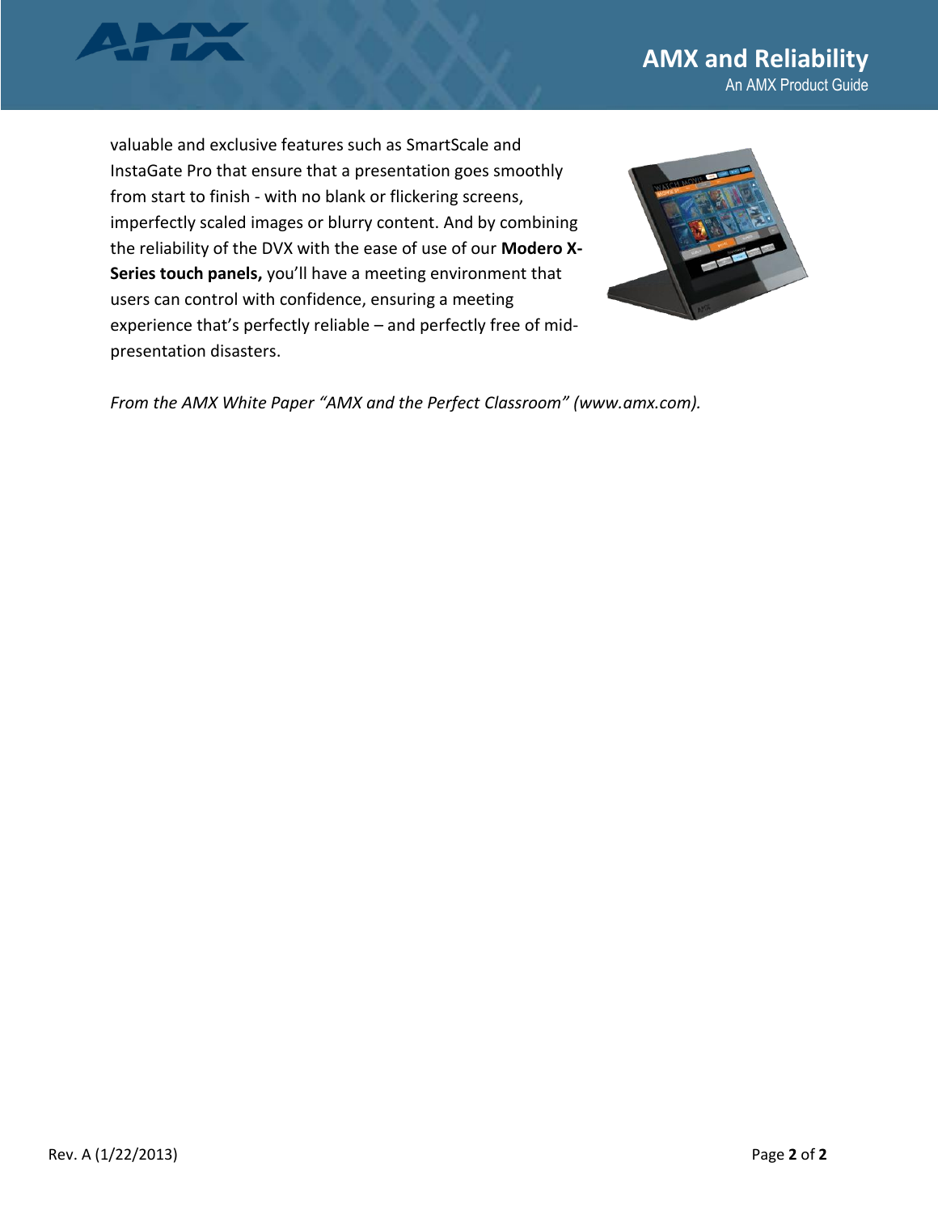valuable and exclusive features such as SmartScale and InstaGate Pro that ensure that a presentation goes smoothly from start to finish - with no blank or flickering screens, imperfectly scaled images or blurry content. And by combining the reliability of the DVX with the ease of use of our **Modero X-Series touch panels,** you'll have a meeting environment that users can control with confidence, ensuring a meeting experience that's perfectly reliable – and perfectly free of mid-presentation disasters.

*From the AMX White Paper "AMX and the Perfect Classroom" (www.amx.com).*

Rev. A (1/22/2013)